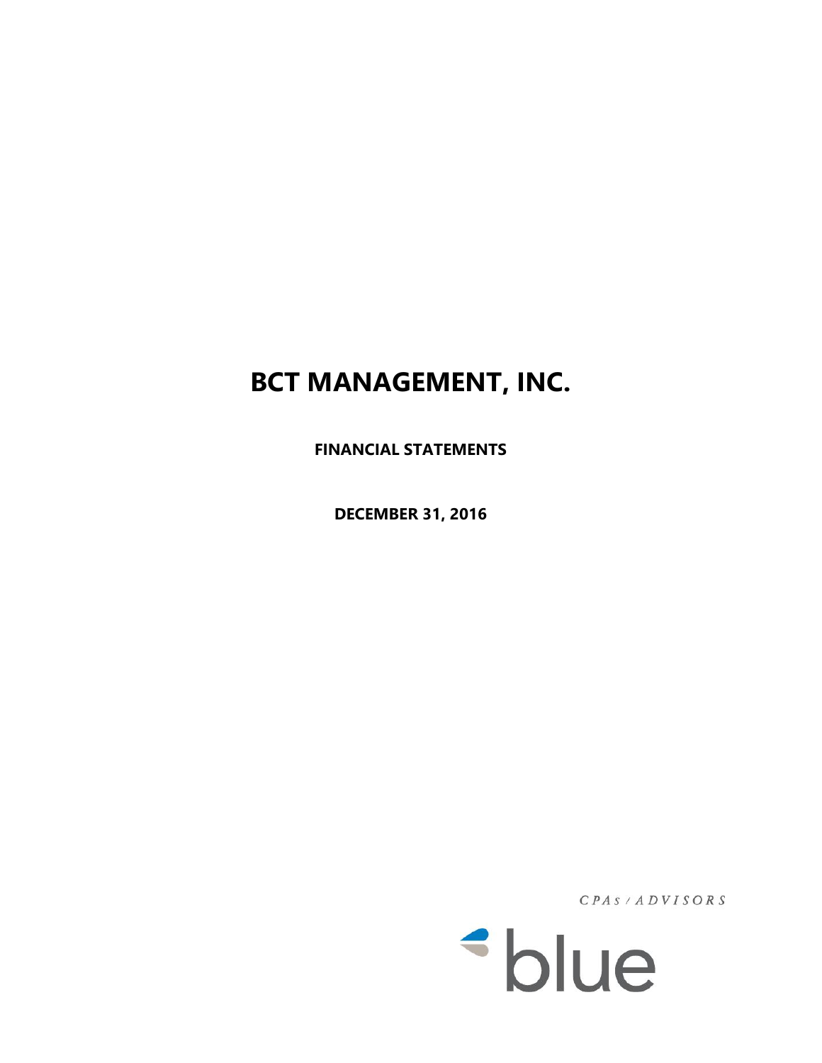# BCT MANAGEMENT, INC.

**FINANCIAL STATEMENTS**

**DECEMBER 31, 2016**

CPAs / ADVISORS

blue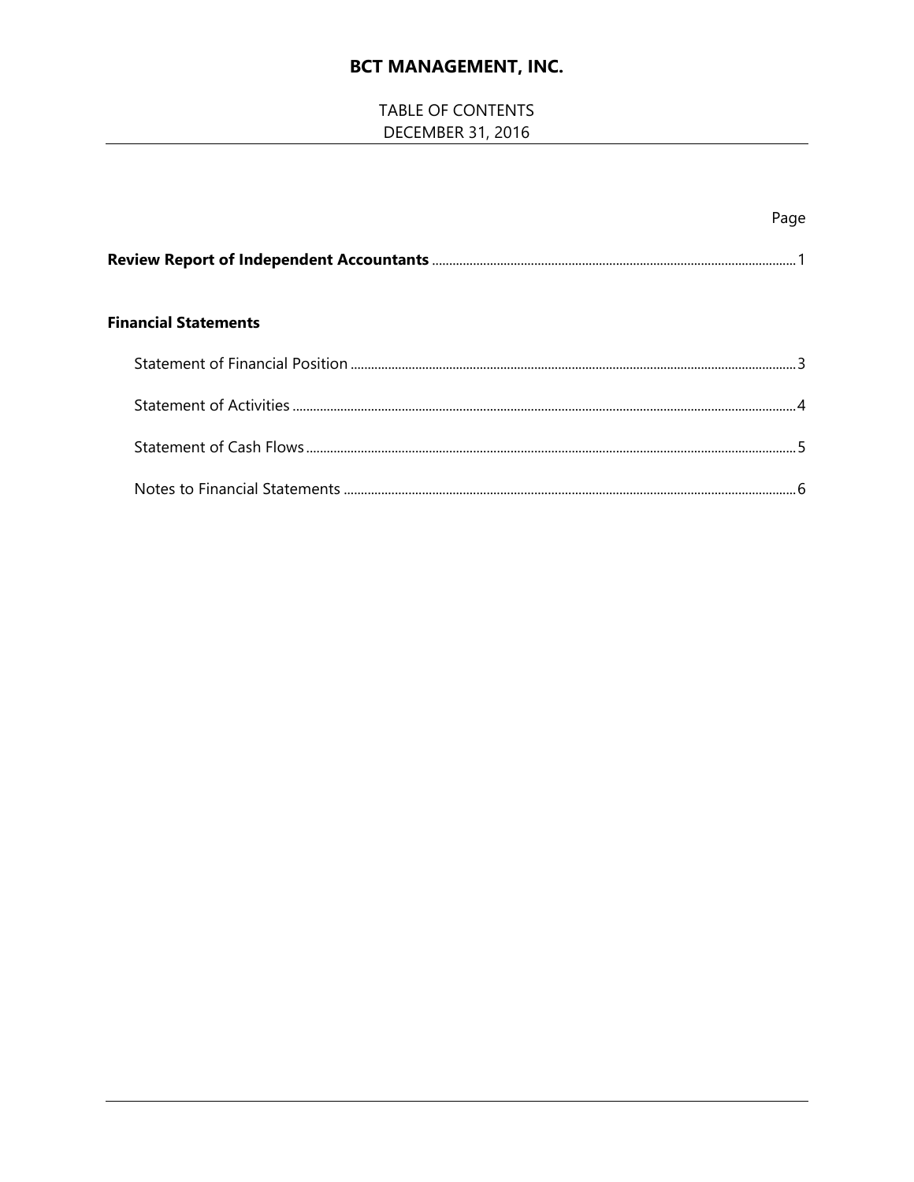# BCT MANAGEMENT, INC.

TABLE OF CONTENTS
DECEMBER 31, 2016

| | Page |
|---|---|
| **Review Report of Independent Accountants** | 1 |
| **Financial Statements** | |
| Statement of Financial Position | 3 |
| Statement of Activities | 4 |
| Statement of Cash Flows | 5 |
| Notes to Financial Statements | 6 |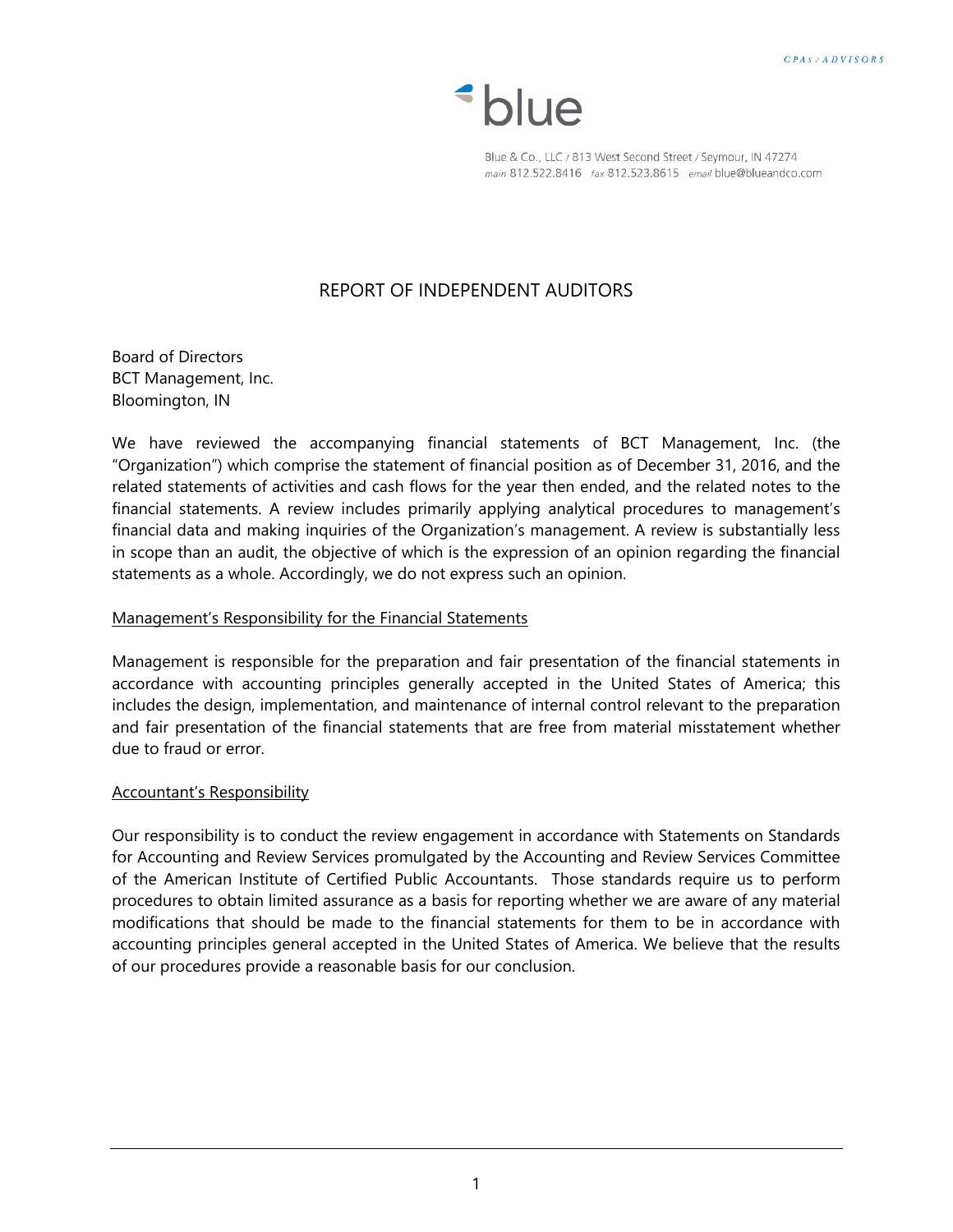CPAs / ADVISORS

blue

Blue & Co., LLC / 813 West Second Street / Seymour, IN 47274
main 812.522.8416 fax 812.523.8615 email blue@blueandco.com

# REPORT OF INDEPENDENT AUDITORS

Board of Directors
BCT Management, Inc.
Bloomington, IN

We have reviewed the accompanying financial statements of BCT Management, Inc. (the "Organization") which comprise the statement of financial position as of December 31, 2016, and the related statements of activities and cash flows for the year then ended, and the related notes to the financial statements. A review includes primarily applying analytical procedures to management's financial data and making inquiries of the Organization's management. A review is substantially less in scope than an audit, the objective of which is the expression of an opinion regarding the financial statements as a whole. Accordingly, we do not express such an opinion.

## Management's Responsibility for the Financial Statements

Management is responsible for the preparation and fair presentation of the financial statements in accordance with accounting principles generally accepted in the United States of America; this includes the design, implementation, and maintenance of internal control relevant to the preparation and fair presentation of the financial statements that are free from material misstatement whether due to fraud or error.

## Accountant's Responsibility

Our responsibility is to conduct the review engagement in accordance with Statements on Standards for Accounting and Review Services promulgated by the Accounting and Review Services Committee of the American Institute of Certified Public Accountants. Those standards require us to perform procedures to obtain limited assurance as a basis for reporting whether we are aware of any material modifications that should be made to the financial statements for them to be in accordance with accounting principles general accepted in the United States of America. We believe that the results of our procedures provide a reasonable basis for our conclusion.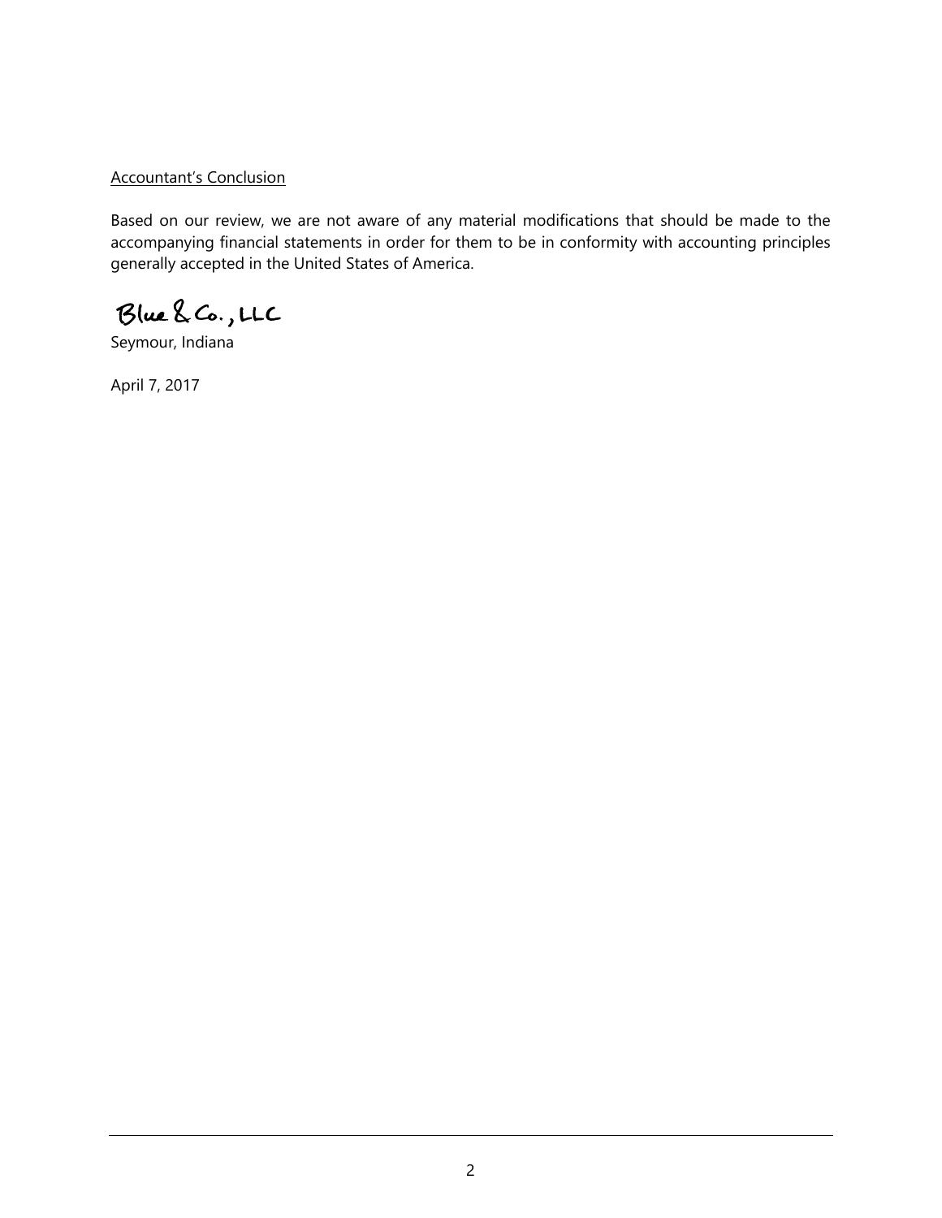Accountant's Conclusion

Based on our review, we are not aware of any material modifications that should be made to the accompanying financial statements in order for them to be in conformity with accounting principles generally accepted in the United States of America.

Blue & Co., LLC

Seymour, Indiana

April 7, 2017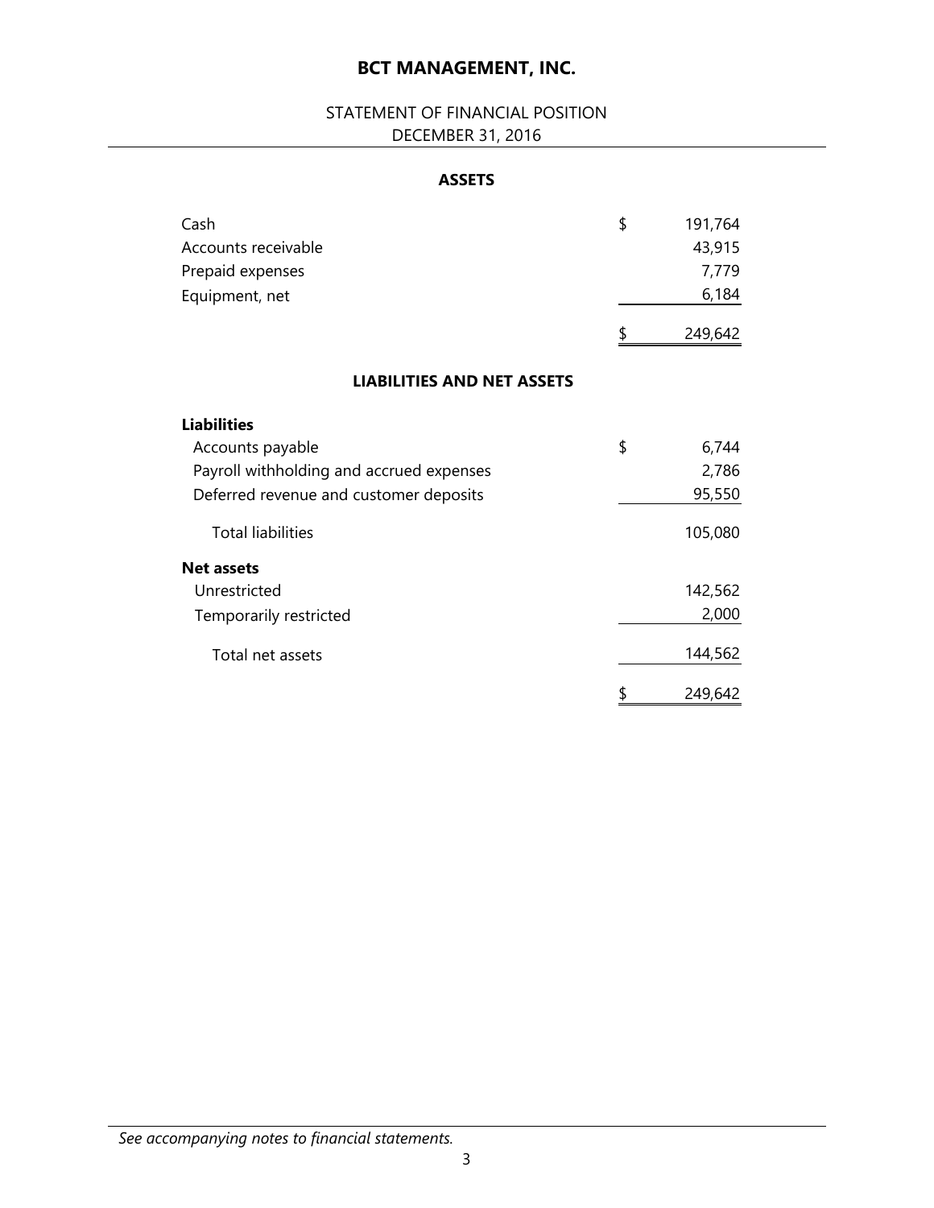# BCT MANAGEMENT, INC.

## STATEMENT OF FINANCIAL POSITION
## DECEMBER 31, 2016

### ASSETS

| | |
|---|---|
| Cash | $ 191,764 |
| Accounts receivable | 43,915 |
| Prepaid expenses | 7,779 |
| Equipment, net | 6,184 |
| | $ 249,642 |

### LIABILITIES AND NET ASSETS

| | |
|---|---|
| **Liabilities** | |
| Accounts payable | $ 6,744 |
| Payroll withholding and accrued expenses | 2,786 |
| Deferred revenue and customer deposits | 95,550 |
| Total liabilities | 105,080 |
| **Net assets** | |
| Unrestricted | 142,562 |
| Temporarily restricted | 2,000 |
| Total net assets | 144,562 |
| | $ 249,642 |

*See accompanying notes to financial statements.*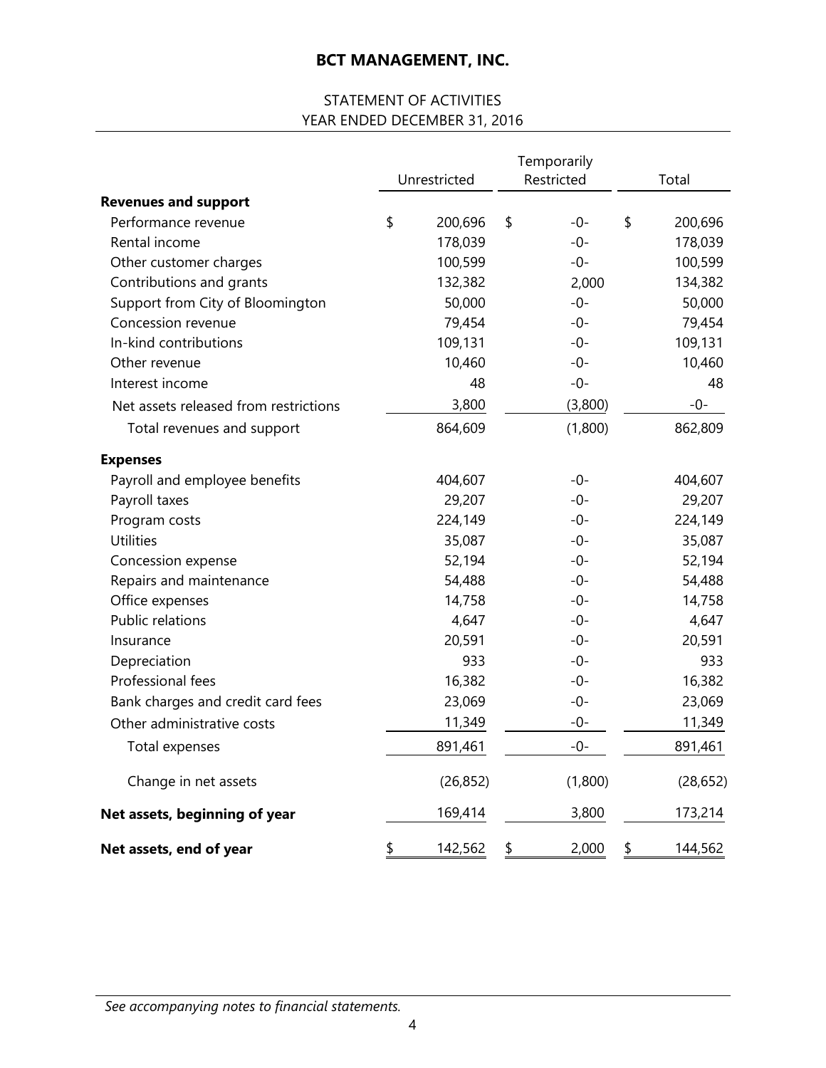# BCT MANAGEMENT, INC.

## STATEMENT OF ACTIVITIES
## YEAR ENDED DECEMBER 31, 2016

| | Unrestricted | Temporarily Restricted | Total |
|---|---|---|---|
| **Revenues and support** | | | |
| Performance revenue | $ 200,696 | $ -0- | $ 200,696 |
| Rental income | 178,039 | -0- | 178,039 |
| Other customer charges | 100,599 | -0- | 100,599 |
| Contributions and grants | 132,382 | 2,000 | 134,382 |
| Support from City of Bloomington | 50,000 | -0- | 50,000 |
| Concession revenue | 79,454 | -0- | 79,454 |
| In-kind contributions | 109,131 | -0- | 109,131 |
| Other revenue | 10,460 | -0- | 10,460 |
| Interest income | 48 | -0- | 48 |
| Net assets released from restrictions | 3,800 | (3,800) | -0- |
| Total revenues and support | 864,609 | (1,800) | 862,809 |
| **Expenses** | | | |
| Payroll and employee benefits | 404,607 | -0- | 404,607 |
| Payroll taxes | 29,207 | -0- | 29,207 |
| Program costs | 224,149 | -0- | 224,149 |
| Utilities | 35,087 | -0- | 35,087 |
| Concession expense | 52,194 | -0- | 52,194 |
| Repairs and maintenance | 54,488 | -0- | 54,488 |
| Office expenses | 14,758 | -0- | 14,758 |
| Public relations | 4,647 | -0- | 4,647 |
| Insurance | 20,591 | -0- | 20,591 |
| Depreciation | 933 | -0- | 933 |
| Professional fees | 16,382 | -0- | 16,382 |
| Bank charges and credit card fees | 23,069 | -0- | 23,069 |
| Other administrative costs | 11,349 | -0- | 11,349 |
| Total expenses | 891,461 | -0- | 891,461 |
| Change in net assets | (26,852) | (1,800) | (28,652) |
| **Net assets, beginning of year** | 169,414 | 3,800 | 173,214 |
| **Net assets, end of year** | $ 142,562 | $ 2,000 | $ 144,562 |

*See accompanying notes to financial statements.*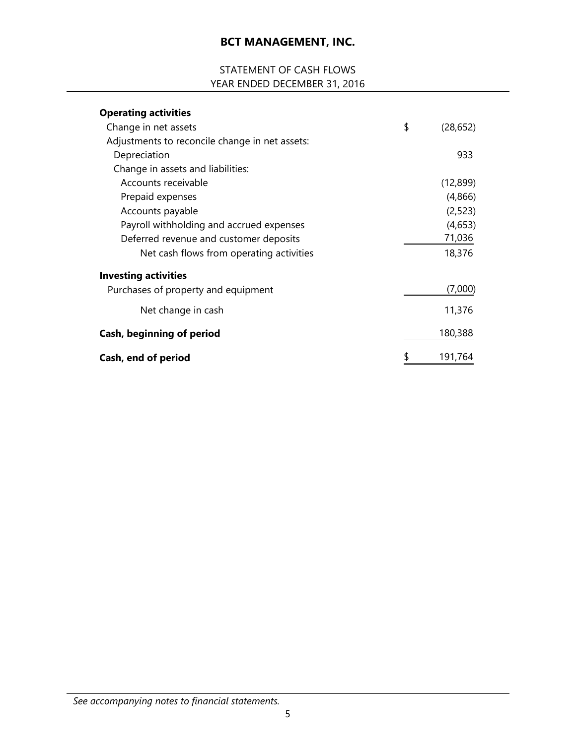# BCT MANAGEMENT, INC.

## STATEMENT OF CASH FLOWS
## YEAR ENDED DECEMBER 31, 2016

| | |
|---|---|
| **Operating activities** | |
| Change in net assets | $ (28,652) |
| Adjustments to reconcile change in net assets: | |
| Depreciation | 933 |
| Change in assets and liabilities: | |
| Accounts receivable | (12,899) |
| Prepaid expenses | (4,866) |
| Accounts payable | (2,523) |
| Payroll withholding and accrued expenses | (4,653) |
| Deferred revenue and customer deposits | 71,036 |
| Net cash flows from operating activities | 18,376 |
| **Investing activities** | |
| Purchases of property and equipment | (7,000) |
| Net change in cash | 11,376 |
| **Cash, beginning of period** | 180,388 |
| **Cash, end of period** | $ 191,764 |

*See accompanying notes to financial statements.*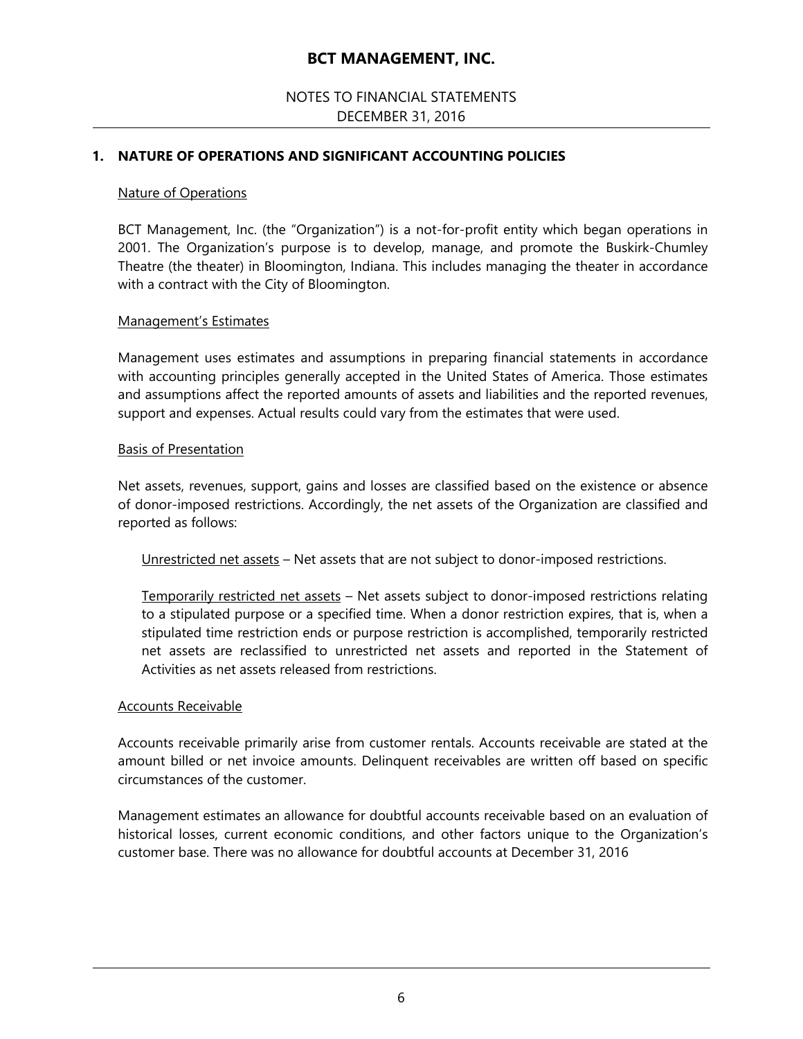# BCT MANAGEMENT, INC.

NOTES TO FINANCIAL STATEMENTS
DECEMBER 31, 2016

## 1. NATURE OF OPERATIONS AND SIGNIFICANT ACCOUNTING POLICIES

### Nature of Operations

BCT Management, Inc. (the "Organization") is a not-for-profit entity which began operations in 2001. The Organization's purpose is to develop, manage, and promote the Buskirk-Chumley Theatre (the theater) in Bloomington, Indiana. This includes managing the theater in accordance with a contract with the City of Bloomington.

### Management's Estimates

Management uses estimates and assumptions in preparing financial statements in accordance with accounting principles generally accepted in the United States of America. Those estimates and assumptions affect the reported amounts of assets and liabilities and the reported revenues, support and expenses. Actual results could vary from the estimates that were used.

### Basis of Presentation

Net assets, revenues, support, gains and losses are classified based on the existence or absence of donor-imposed restrictions. Accordingly, the net assets of the Organization are classified and reported as follows:

Unrestricted net assets – Net assets that are not subject to donor-imposed restrictions.

Temporarily restricted net assets – Net assets subject to donor-imposed restrictions relating to a stipulated purpose or a specified time. When a donor restriction expires, that is, when a stipulated time restriction ends or purpose restriction is accomplished, temporarily restricted net assets are reclassified to unrestricted net assets and reported in the Statement of Activities as net assets released from restrictions.

### Accounts Receivable

Accounts receivable primarily arise from customer rentals. Accounts receivable are stated at the amount billed or net invoice amounts. Delinquent receivables are written off based on specific circumstances of the customer.

Management estimates an allowance for doubtful accounts receivable based on an evaluation of historical losses, current economic conditions, and other factors unique to the Organization's customer base. There was no allowance for doubtful accounts at December 31, 2016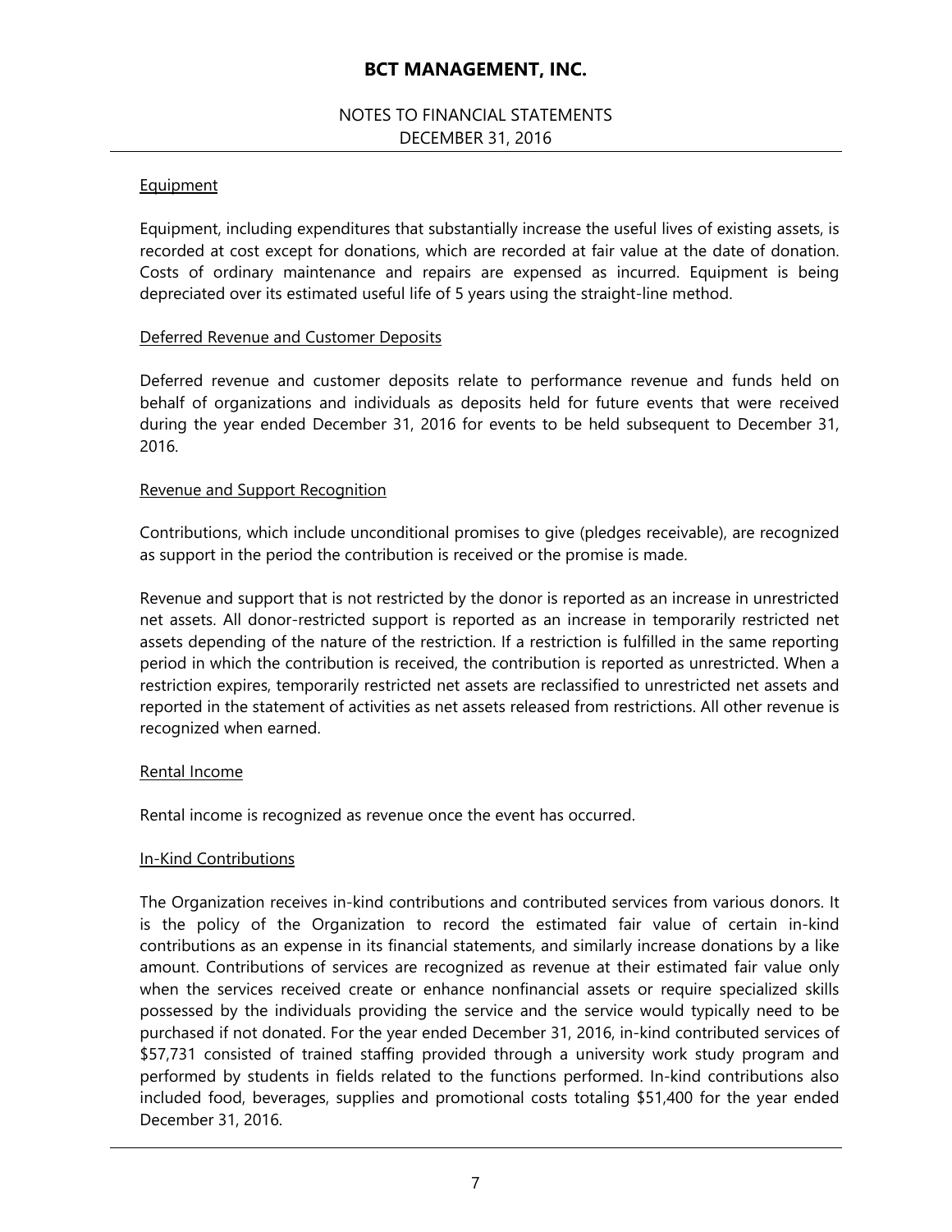#### Equipment

Equipment, including expenditures that substantially increase the useful lives of existing assets, is recorded at cost except for donations, which are recorded at fair value at the date of donation. Costs of ordinary maintenance and repairs are expensed as incurred. Equipment is being depreciated over its estimated useful life of 5 years using the straight-line method.

#### Deferred Revenue and Customer Deposits

Deferred revenue and customer deposits relate to performance revenue and funds held on behalf of organizations and individuals as deposits held for future events that were received during the year ended December 31, 2016 for events to be held subsequent to December 31, 2016.

#### Revenue and Support Recognition

Contributions, which include unconditional promises to give (pledges receivable), are recognized as support in the period the contribution is received or the promise is made.

Revenue and support that is not restricted by the donor is reported as an increase in unrestricted net assets. All donor-restricted support is reported as an increase in temporarily restricted net assets depending of the nature of the restriction. If a restriction is fulfilled in the same reporting period in which the contribution is received, the contribution is reported as unrestricted. When a restriction expires, temporarily restricted net assets are reclassified to unrestricted net assets and reported in the statement of activities as net assets released from restrictions. All other revenue is recognized when earned.

#### Rental Income

Rental income is recognized as revenue once the event has occurred.

#### In-Kind Contributions

The Organization receives in-kind contributions and contributed services from various donors. It is the policy of the Organization to record the estimated fair value of certain in-kind contributions as an expense in its financial statements, and similarly increase donations by a like amount. Contributions of services are recognized as revenue at their estimated fair value only when the services received create or enhance nonfinancial assets or require specialized skills possessed by the individuals providing the service and the service would typically need to be purchased if not donated. For the year ended December 31, 2016, in-kind contributed services of $57,731 consisted of trained staffing provided through a university work study program and performed by students in fields related to the functions performed. In-kind contributions also included food, beverages, supplies and promotional costs totaling $51,400 for the year ended December 31, 2016.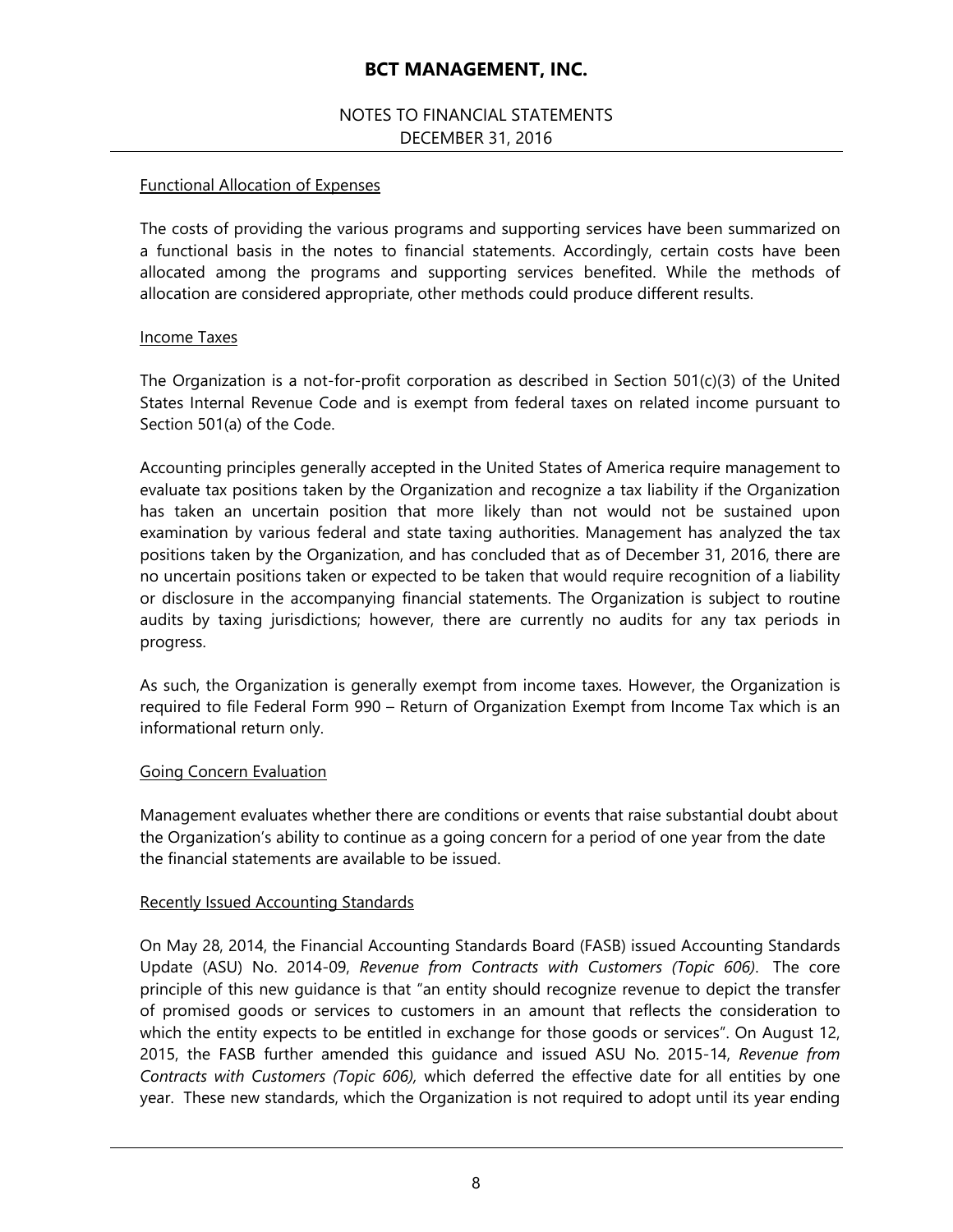#### Functional Allocation of Expenses

The costs of providing the various programs and supporting services have been summarized on a functional basis in the notes to financial statements. Accordingly, certain costs have been allocated among the programs and supporting services benefited. While the methods of allocation are considered appropriate, other methods could produce different results.

#### Income Taxes

The Organization is a not-for-profit corporation as described in Section 501(c)(3) of the United States Internal Revenue Code and is exempt from federal taxes on related income pursuant to Section 501(a) of the Code.

Accounting principles generally accepted in the United States of America require management to evaluate tax positions taken by the Organization and recognize a tax liability if the Organization has taken an uncertain position that more likely than not would not be sustained upon examination by various federal and state taxing authorities. Management has analyzed the tax positions taken by the Organization, and has concluded that as of December 31, 2016, there are no uncertain positions taken or expected to be taken that would require recognition of a liability or disclosure in the accompanying financial statements. The Organization is subject to routine audits by taxing jurisdictions; however, there are currently no audits for any tax periods in progress.

As such, the Organization is generally exempt from income taxes. However, the Organization is required to file Federal Form 990 – Return of Organization Exempt from Income Tax which is an informational return only.

#### Going Concern Evaluation

Management evaluates whether there are conditions or events that raise substantial doubt about the Organization's ability to continue as a going concern for a period of one year from the date the financial statements are available to be issued.

#### Recently Issued Accounting Standards

On May 28, 2014, the Financial Accounting Standards Board (FASB) issued Accounting Standards Update (ASU) No. 2014-09, *Revenue from Contracts with Customers (Topic 606)*. The core principle of this new guidance is that "an entity should recognize revenue to depict the transfer of promised goods or services to customers in an amount that reflects the consideration to which the entity expects to be entitled in exchange for those goods or services". On August 12, 2015, the FASB further amended this guidance and issued ASU No. 2015-14, *Revenue from Contracts with Customers (Topic 606),* which deferred the effective date for all entities by one year. These new standards, which the Organization is not required to adopt until its year ending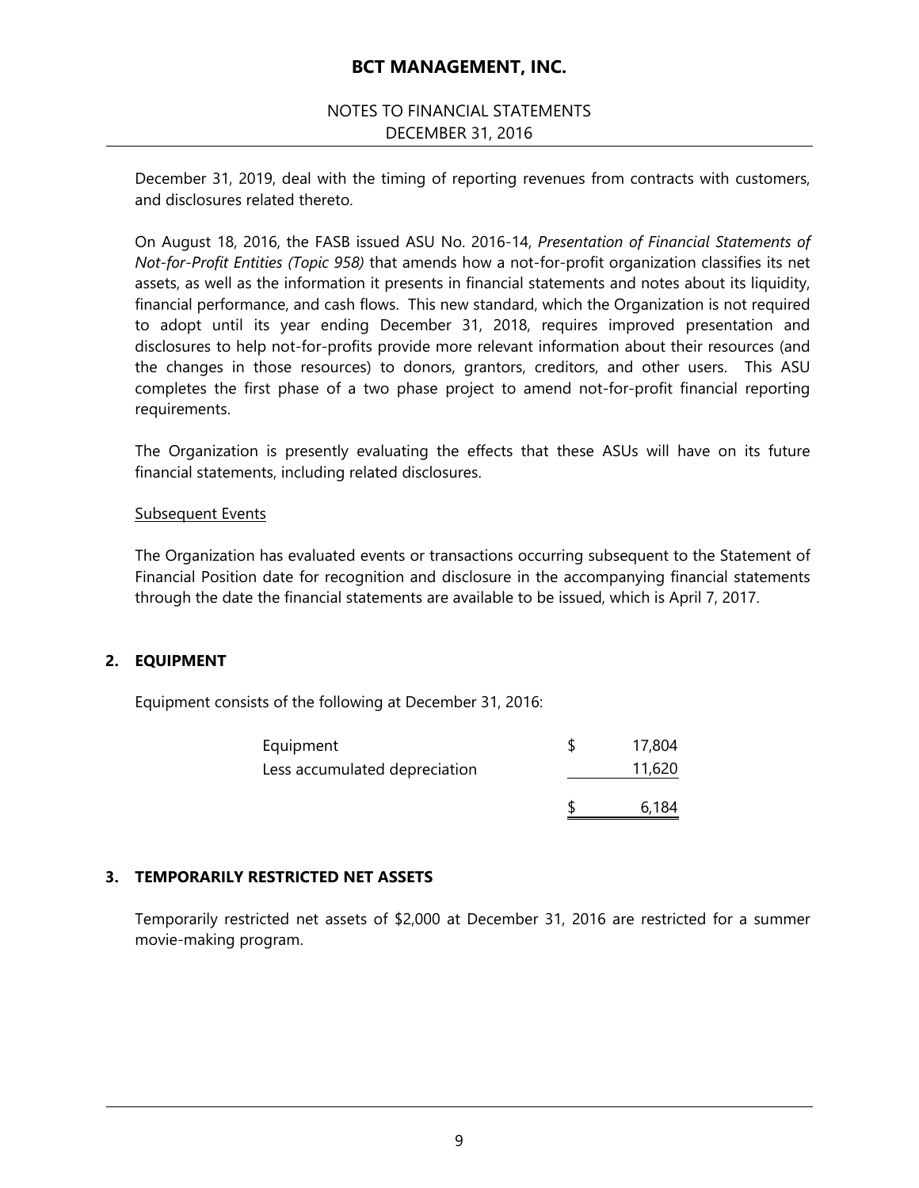December 31, 2019, deal with the timing of reporting revenues from contracts with customers, and disclosures related thereto.

On August 18, 2016, the FASB issued ASU No. 2016-14, *Presentation of Financial Statements of Not-for-Profit Entities (Topic 958)* that amends how a not-for-profit organization classifies its net assets, as well as the information it presents in financial statements and notes about its liquidity, financial performance, and cash flows. This new standard, which the Organization is not required to adopt until its year ending December 31, 2018, requires improved presentation and disclosures to help not-for-profits provide more relevant information about their resources (and the changes in those resources) to donors, grantors, creditors, and other users. This ASU completes the first phase of a two phase project to amend not-for-profit financial reporting requirements.

The Organization is presently evaluating the effects that these ASUs will have on its future financial statements, including related disclosures.

Subsequent Events

The Organization has evaluated events or transactions occurring subsequent to the Statement of Financial Position date for recognition and disclosure in the accompanying financial statements through the date the financial statements are available to be issued, which is April 7, 2017.

## 2. EQUIPMENT

Equipment consists of the following at December 31, 2016:

| | |
|---|---|
| Equipment | $ 17,804 |
| Less accumulated depreciation | 11,620 |
| | $ 6,184 |

## 3. TEMPORARILY RESTRICTED NET ASSETS

Temporarily restricted net assets of $2,000 at December 31, 2016 are restricted for a summer movie-making program.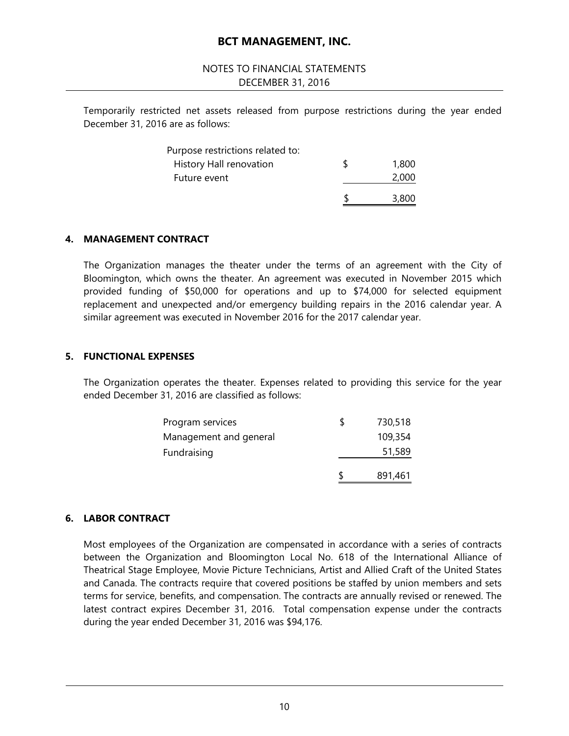Temporarily restricted net assets released from purpose restrictions during the year ended December 31, 2016 are as follows:

| | | |
|---|---|---|
| Purpose restrictions related to: | | |
| History Hall renovation | $ | 1,800 |
| Future event | | 2,000 |
| | $ | 3,800 |

## 4. MANAGEMENT CONTRACT

The Organization manages the theater under the terms of an agreement with the City of Bloomington, which owns the theater. An agreement was executed in November 2015 which provided funding of $50,000 for operations and up to $74,000 for selected equipment replacement and unexpected and/or emergency building repairs in the 2016 calendar year. A similar agreement was executed in November 2016 for the 2017 calendar year.

## 5. FUNCTIONAL EXPENSES

The Organization operates the theater. Expenses related to providing this service for the year ended December 31, 2016 are classified as follows:

| | | |
|---|---|---|
| Program services | $ | 730,518 |
| Management and general | | 109,354 |
| Fundraising | | 51,589 |
| | $ | 891,461 |

## 6. LABOR CONTRACT

Most employees of the Organization are compensated in accordance with a series of contracts between the Organization and Bloomington Local No. 618 of the International Alliance of Theatrical Stage Employee, Movie Picture Technicians, Artist and Allied Craft of the United States and Canada. The contracts require that covered positions be staffed by union members and sets terms for service, benefits, and compensation. The contracts are annually revised or renewed. The latest contract expires December 31, 2016. Total compensation expense under the contracts during the year ended December 31, 2016 was $94,176.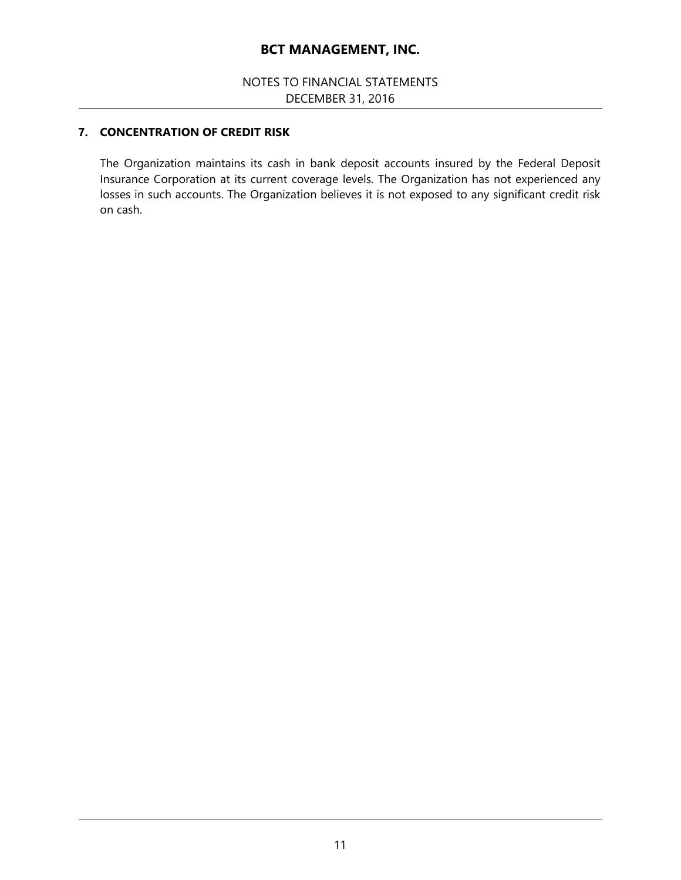## 7. CONCENTRATION OF CREDIT RISK

The Organization maintains its cash in bank deposit accounts insured by the Federal Deposit Insurance Corporation at its current coverage levels. The Organization has not experienced any losses in such accounts. The Organization believes it is not exposed to any significant credit risk on cash.